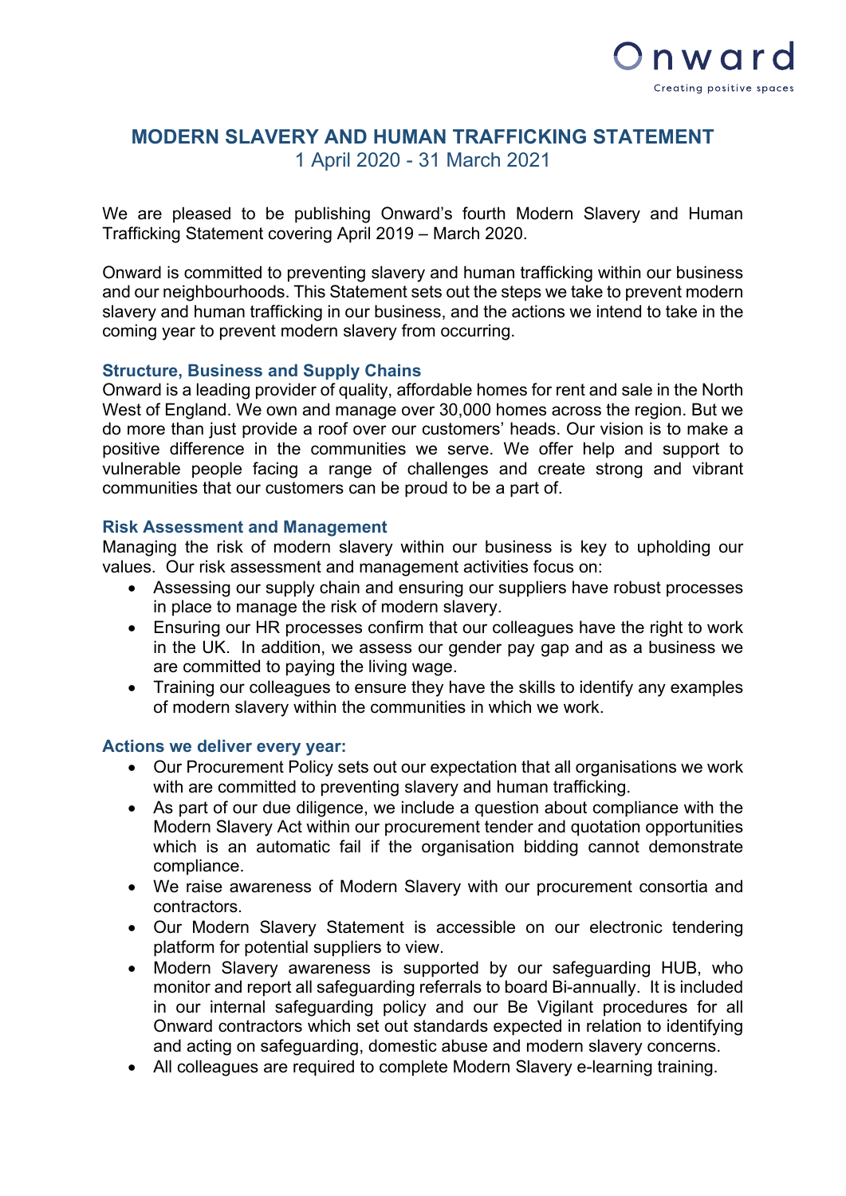# MODERN SLAVERY AND HUMAN TRAFFICKING STATEMENT

1 April 2020 - 31 March 2021

We are pleased to be publishing Onward's fourth Modern Slavery and Human Trafficking Statement covering April 2019 – March 2020.

Onward is committed to preventing slavery and human trafficking within our business and our neighbourhoods. This Statement sets out the steps we take to prevent modern slavery and human trafficking in our business, and the actions we intend to take in the coming year to prevent modern slavery from occurring.

## Structure, Business and Supply Chains

Onward is a leading provider of quality, affordable homes for rent and sale in the North West of England. We own and manage over 30,000 homes across the region. But we do more than just provide a roof over our customers' heads. Our vision is to make a positive difference in the communities we serve. We offer help and support to vulnerable people facing a range of challenges and create strong and vibrant communities that our customers can be proud to be a part of.

## Risk Assessment and Management

Managing the risk of modern slavery within our business is key to upholding our values. Our risk assessment and management activities focus on:

- Assessing our supply chain and ensuring our suppliers have robust processes in place to manage the risk of modern slavery.
- Ensuring our HR processes confirm that our colleagues have the right to work in the UK. In addition, we assess our gender pay gap and as a business we are committed to paying the living wage.
- Training our colleagues to ensure they have the skills to identify any examples of modern slavery within the communities in which we work.

## Actions we deliver every year:

- Our Procurement Policy sets out our expectation that all organisations we work with are committed to preventing slavery and human trafficking.
- As part of our due diligence, we include a question about compliance with the Modern Slavery Act within our procurement tender and quotation opportunities which is an automatic fail if the organisation bidding cannot demonstrate compliance.
- We raise awareness of Modern Slavery with our procurement consortia and contractors.
- Our Modern Slavery Statement is accessible on our electronic tendering platform for potential suppliers to view.
- Modern Slavery awareness is supported by our safeguarding HUB, who monitor and report all safeguarding referrals to board Bi-annually. It is included in our internal safeguarding policy and our Be Vigilant procedures for all Onward contractors which set out standards expected in relation to identifying and acting on safeguarding, domestic abuse and modern slavery concerns.
- All colleagues are required to complete Modern Slavery e-learning training.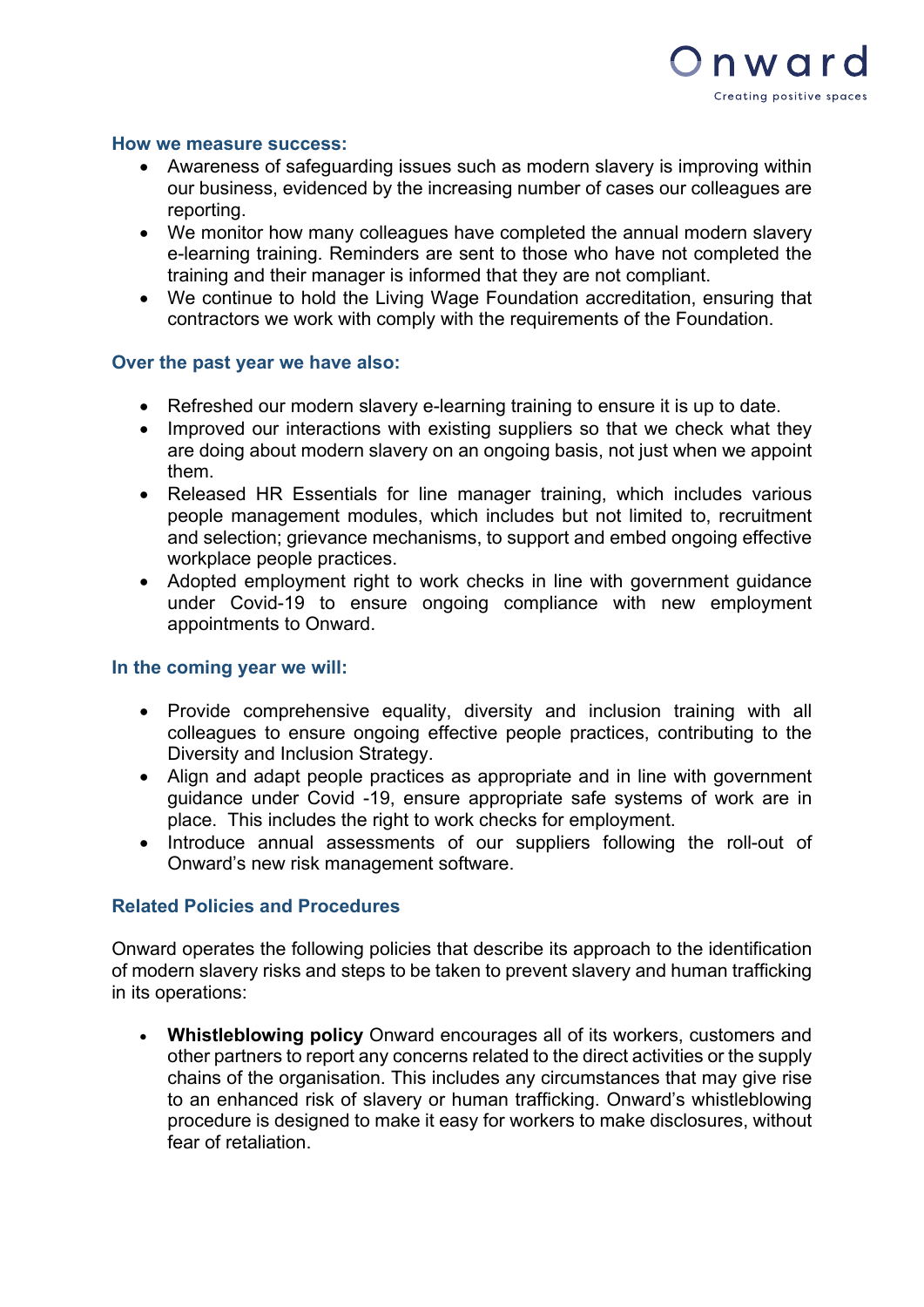### How we measure success:

- Awareness of safeguarding issues such as modern slavery is improving within our business, evidenced by the increasing number of cases our colleagues are reporting.
- We monitor how many colleagues have completed the annual modern slavery e-learning training. Reminders are sent to those who have not completed the training and their manager is informed that they are not compliant.
- We continue to hold the Living Wage Foundation accreditation, ensuring that contractors we work with comply with the requirements of the Foundation.

### Over the past year we have also:

- Refreshed our modern slavery e-learning training to ensure it is up to date.
- Improved our interactions with existing suppliers so that we check what they are doing about modern slavery on an ongoing basis, not just when we appoint them.
- Released HR Essentials for line manager training, which includes various people management modules, which includes but not limited to, recruitment and selection; grievance mechanisms, to support and embed ongoing effective workplace people practices.
- Adopted employment right to work checks in line with government guidance under Covid-19 to ensure ongoing compliance with new employment appointments to Onward.

### In the coming year we will:

- Provide comprehensive equality, diversity and inclusion training with all colleagues to ensure ongoing effective people practices, contributing to the Diversity and Inclusion Strategy.
- Align and adapt people practices as appropriate and in line with government guidance under Covid -19, ensure appropriate safe systems of work are in place. This includes the right to work checks for employment.
- Introduce annual assessments of our suppliers following the roll-out of Onward's new risk management software.

### Related Policies and Procedures

Onward operates the following policies that describe its approach to the identification of modern slavery risks and steps to be taken to prevent slavery and human trafficking in its operations:

- **Whistleblowing policy** Onward encourages all of its workers, customers and other partners to report any concerns related to the direct activities or the supply chains of the organisation. This includes any circumstances that may give rise to an enhanced risk of slavery or human trafficking. Onward's whistleblowing procedure is designed to make it easy for workers to make disclosures, without fear of retaliation.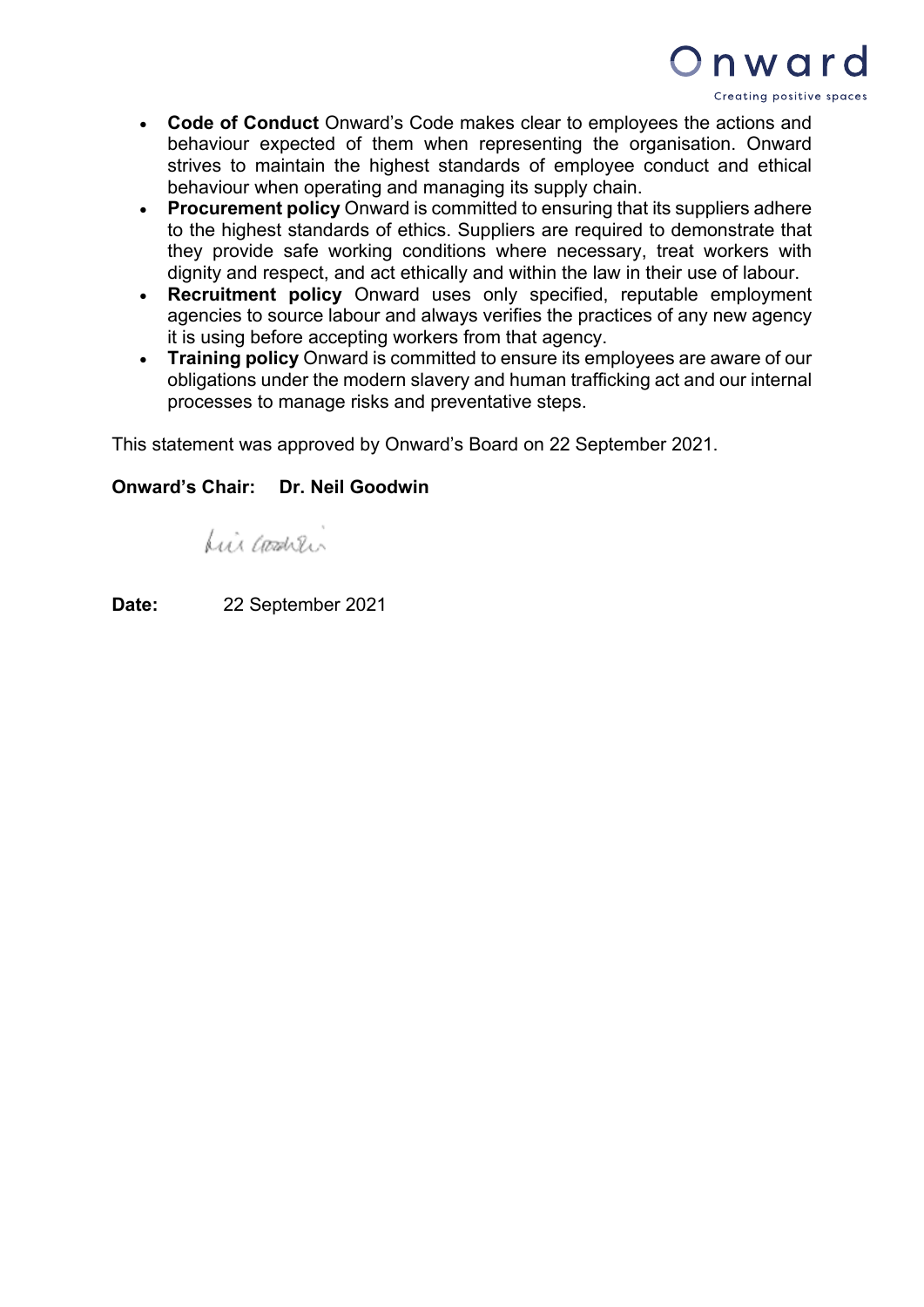- **Code of Conduct** Onward's Code makes clear to employees the actions and behaviour expected of them when representing the organisation. Onward strives to maintain the highest standards of employee conduct and ethical behaviour when operating and managing its supply chain.
- **Procurement policy** Onward is committed to ensuring that its suppliers adhere to the highest standards of ethics. Suppliers are required to demonstrate that they provide safe working conditions where necessary, treat workers with dignity and respect, and act ethically and within the law in their use of labour.
- **Recruitment policy** Onward uses only specified, reputable employment agencies to source labour and always verifies the practices of any new agency it is using before accepting workers from that agency.
- **Training policy** Onward is committed to ensure its employees are aware of our obligations under the modern slavery and human trafficking act and our internal processes to manage risks and preventative steps.

This statement was approved by Onward's Board on 22 September 2021.

**Onward's Chair: Dr. Neil Goodwin**

**Date:** 22 September 2021